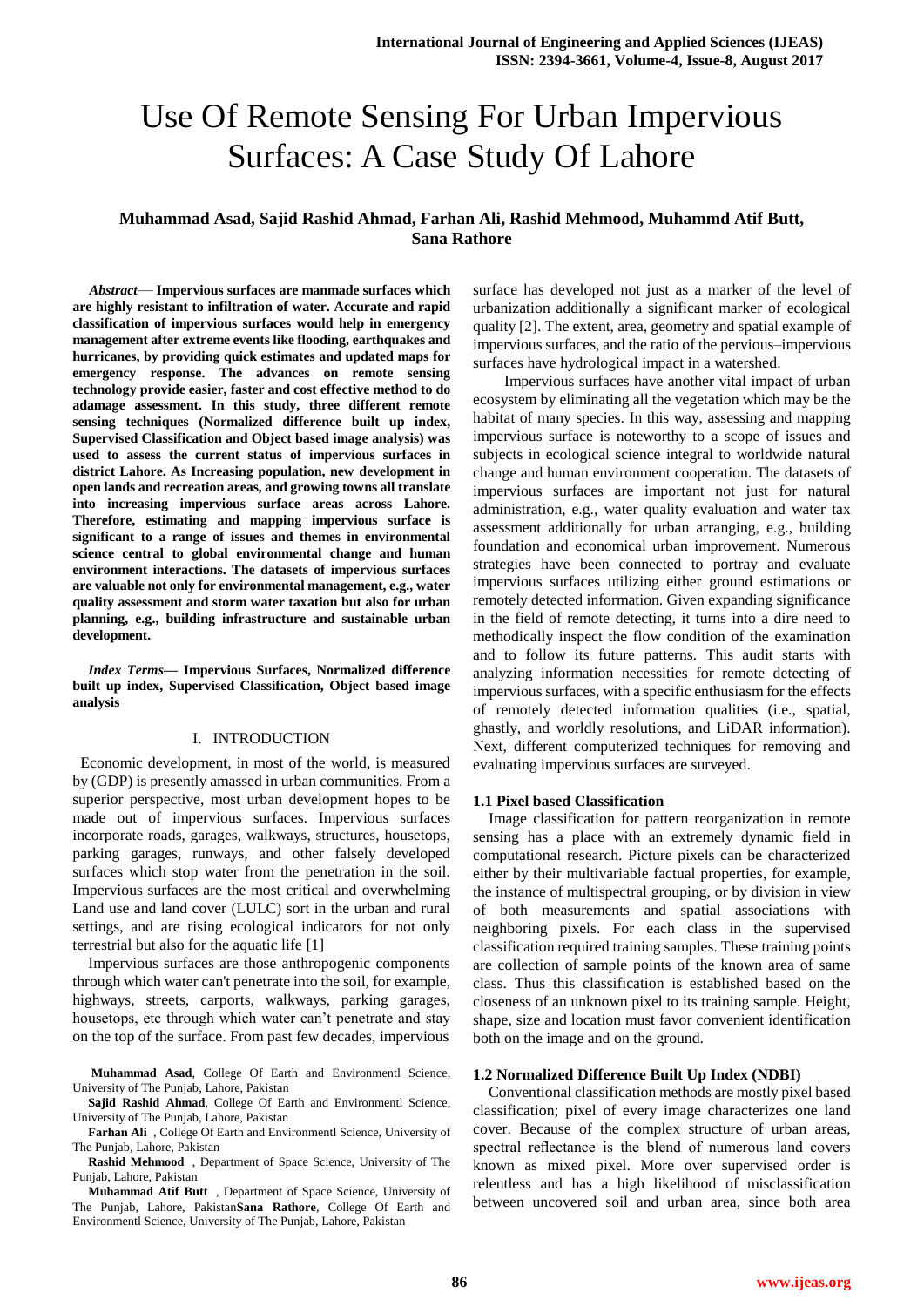// Use Of Remote Sensing For Urban Impervious Surfaces: A Case Study Of Lahore

**Muhammad Asad, Sajid Rashid Ahmad, Farhan Ali, Rashid Mehmood, Muhammd Atif Butt, Sana Rathore**

***Abstract*— Impervious surfaces are manmade surfaces which are highly resistant to infiltration of water. Accurate and rapid classification of impervious surfaces would help in emergency management after extreme events like flooding, earthquakes and hurricanes, by providing quick estimates and updated maps for emergency response. The advances on remote sensing technology provide easier, faster and cost effective method to do adamage assessment. In this study, three different remote sensing techniques (Normalized difference built up index, Supervised Classification and Object based image analysis) was used to assess the current status of impervious surfaces in district Lahore. As Increasing population, new development in open lands and recreation areas, and growing towns all translate into increasing impervious surface areas across Lahore. Therefore, estimating and mapping impervious surface is significant to a range of issues and themes in environmental science central to global environmental change and human environment interactions. The datasets of impervious surfaces are valuable not only for environmental management, e.g., water quality assessment and storm water taxation but also for urban planning, e.g., building infrastructure and sustainable urban development.**

***Index Terms*— Impervious Surfaces, Normalized difference built up index, Supervised Classification, Object based image analysis**

## I. INTRODUCTION

Economic development, in most of the world, is measured by (GDP) is presently amassed in urban communities. From a superior perspective, most urban development hopes to be made out of impervious surfaces. Impervious surfaces incorporate roads, garages, walkways, structures, housetops, parking garages, runways, and other falsely developed surfaces which stop water from the penetration in the soil. Impervious surfaces are the most critical and overwhelming Land use and land cover (LULC) sort in the urban and rural settings, and are rising ecological indicators for not only terrestrial but also for the aquatic life [1]

Impervious surfaces are those anthropogenic components through which water can't penetrate into the soil, for example, highways, streets, carports, walkways, parking garages, housetops, etc through which water can't penetrate and stay on the top of the surface. From past few decades, impervious surface has developed not just as a marker of the level of urbanization additionally a significant marker of ecological quality [2]. The extent, area, geometry and spatial example of impervious surfaces, and the ratio of the pervious–impervious surfaces have hydrological impact in a watershed.

Impervious surfaces have another vital impact of urban ecosystem by eliminating all the vegetation which may be the habitat of many species. In this way, assessing and mapping impervious surface is noteworthy to a scope of issues and subjects in ecological science integral to worldwide natural change and human environment cooperation. The datasets of impervious surfaces are important not just for natural administration, e.g., water quality evaluation and water tax assessment additionally for urban arranging, e.g., building foundation and economical urban improvement. Numerous strategies have been connected to portray and evaluate impervious surfaces utilizing either ground estimations or remotely detected information. Given expanding significance in the field of remote detecting, it turns into a dire need to methodically inspect the flow condition of the examination and to follow its future patterns. This audit starts with analyzing information necessities for remote detecting of impervious surfaces, with a specific enthusiasm for the effects of remotely detected information qualities (i.e., spatial, ghastly, and worldly resolutions, and LiDAR information). Next, different computerized techniques for removing and evaluating impervious surfaces are surveyed.

### 1.1 Pixel based Classification

Image classification for pattern reorganization in remote sensing has a place with an extremely dynamic field in computational research. Picture pixels can be characterized either by their multivariable factual properties, for example, the instance of multispectral grouping, or by division in view of both measurements and spatial associations with neighboring pixels. For each class in the supervised classification required training samples. These training points are collection of sample points of the known area of same class. Thus this classification is established based on the closeness of an unknown pixel to its training sample. Height, shape, size and location must favor convenient identification both on the image and on the ground.

### 1.2 Normalized Difference Built Up Index (NDBI)

Conventional classification methods are mostly pixel based classification; pixel of every image characterizes one land cover. Because of the complex structure of urban areas, spectral reflectance is the blend of numerous land covers known as mixed pixel. More over supervised order is relentless and has a high likelihood of misclassification between uncovered soil and urban area, since both area

**Muhammad Asad**, College Of Earth and Environmentl Science, University of The Punjab, Lahore, Pakistan

**Sajid Rashid Ahmad**, College Of Earth and Environmentl Science, University of The Punjab, Lahore, Pakistan

**Farhan Ali** , College Of Earth and Environmentl Science, University of The Punjab, Lahore, Pakistan

**Rashid Mehmood** , Department of Space Science, University of The Punjab, Lahore, Pakistan

**Muhammad Atif Butt** , Department of Space Science, University of The Punjab, Lahore, Pakistan**Sana Rathore**, College Of Earth and Environmentl Science, University of The Punjab, Lahore, Pakistan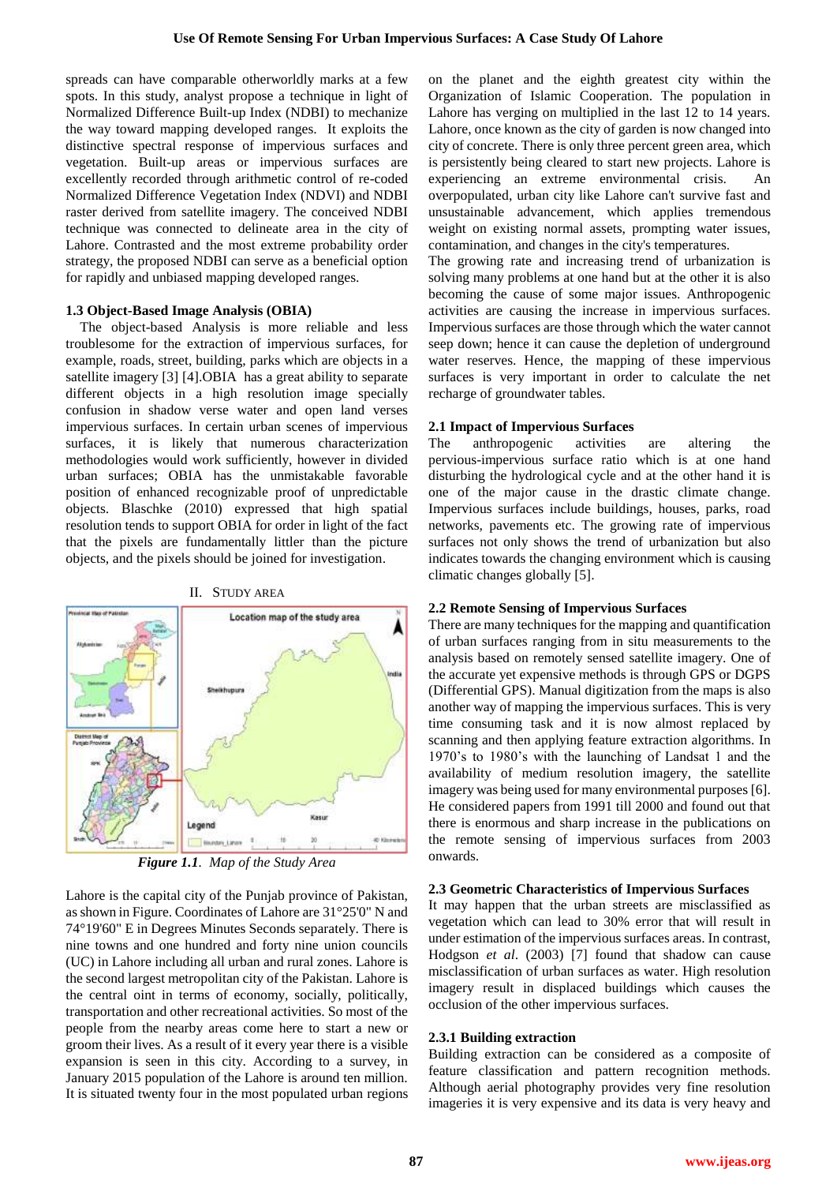spreads can have comparable otherworldly marks at a few spots. In this study, analyst propose a technique in light of Normalized Difference Built-up Index (NDBI) to mechanize the way toward mapping developed ranges. It exploits the distinctive spectral response of impervious surfaces and vegetation. Built-up areas or impervious surfaces are excellently recorded through arithmetic control of re-coded Normalized Difference Vegetation Index (NDVI) and NDBI raster derived from satellite imagery. The conceived NDBI technique was connected to delineate area in the city of Lahore. Contrasted and the most extreme probability order strategy, the proposed NDBI can serve as a beneficial option for rapidly and unbiased mapping developed ranges.

### 1.3 Object-Based Image Analysis (OBIA)

The object-based Analysis is more reliable and less troublesome for the extraction of impervious surfaces, for example, roads, street, building, parks which are objects in a satellite imagery [3] [4].OBIA has a great ability to separate different objects in a high resolution image specially confusion in shadow verse water and open land verses impervious surfaces. In certain urban scenes of impervious surfaces, it is likely that numerous characterization methodologies would work sufficiently, however in divided urban surfaces; OBIA has the unmistakable favorable position of enhanced recognizable proof of unpredictable objects. Blaschke (2010) expressed that high spatial resolution tends to support OBIA for order in light of the fact that the pixels are fundamentally littler than the picture objects, and the pixels should be joined for investigation.

## II. Study Area

*Figure 1.1. Map of the Study Area*

Lahore is the capital city of the Punjab province of Pakistan, as shown in Figure. Coordinates of Lahore are 31°25'0" N and 74°19'60" E in Degrees Minutes Seconds separately. There is nine towns and one hundred and forty nine union councils (UC) in Lahore including all urban and rural zones. Lahore is the second largest metropolitan city of the Pakistan. Lahore is the central oint in terms of economy, socially, politically, transportation and other recreational activities. So most of the people from the nearby areas come here to start a new or groom their lives. As a result of it every year there is a visible expansion is seen in this city. According to a survey, in January 2015 population of the Lahore is around ten million. It is situated twenty four in the most populated urban regions on the planet and the eighth greatest city within the Organization of Islamic Cooperation. The population in Lahore has verging on multiplied in the last 12 to 14 years. Lahore, once known as the city of garden is now changed into city of concrete. There is only three percent green area, which is persistently being cleared to start new projects. Lahore is experiencing an extreme environmental crisis. An overpopulated, urban city like Lahore can't survive fast and unsustainable advancement, which applies tremendous weight on existing normal assets, prompting water issues, contamination, and changes in the city's temperatures.

The growing rate and increasing trend of urbanization is solving many problems at one hand but at the other it is also becoming the cause of some major issues. Anthropogenic activities are causing the increase in impervious surfaces. Impervious surfaces are those through which the water cannot seep down; hence it can cause the depletion of underground water reserves. Hence, the mapping of these impervious surfaces is very important in order to calculate the net recharge of groundwater tables.

### 2.1 Impact of Impervious Surfaces

The anthropogenic activities are altering the pervious-impervious surface ratio which is at one hand disturbing the hydrological cycle and at the other hand it is one of the major cause in the drastic climate change. Impervious surfaces include buildings, houses, parks, road networks, pavements etc. The growing rate of impervious surfaces not only shows the trend of urbanization but also indicates towards the changing environment which is causing climatic changes globally [5].

### 2.2 Remote Sensing of Impervious Surfaces

There are many techniques for the mapping and quantification of urban surfaces ranging from in situ measurements to the analysis based on remotely sensed satellite imagery. One of the accurate yet expensive methods is through GPS or DGPS (Differential GPS). Manual digitization from the maps is also another way of mapping the impervious surfaces. This is very time consuming task and it is now almost replaced by scanning and then applying feature extraction algorithms. In 1970's to 1980's with the launching of Landsat 1 and the availability of medium resolution imagery, the satellite imagery was being used for many environmental purposes [6]. He considered papers from 1991 till 2000 and found out that there is enormous and sharp increase in the publications on the remote sensing of impervious surfaces from 2003 onwards.

### 2.3 Geometric Characteristics of Impervious Surfaces

It may happen that the urban streets are misclassified as vegetation which can lead to 30% error that will result in under estimation of the impervious surfaces areas. In contrast, Hodgson *et al*. (2003) [7] found that shadow can cause misclassification of urban surfaces as water. High resolution imagery result in displaced buildings which causes the occlusion of the other impervious surfaces.

#### 2.3.1 Building extraction

Building extraction can be considered as a composite of feature classification and pattern recognition methods. Although aerial photography provides very fine resolution imageries it is very expensive and its data is very heavy and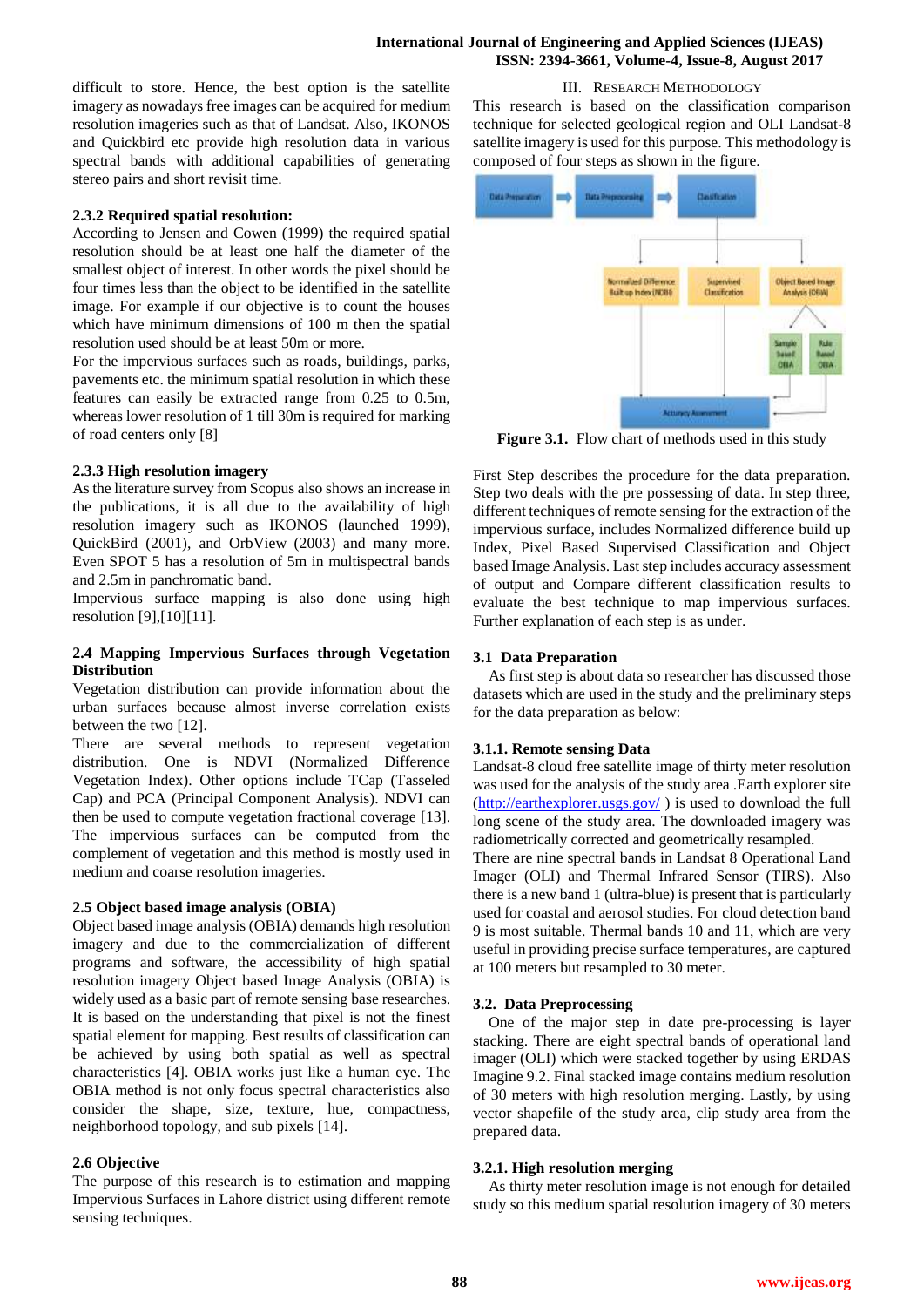difficult to store. Hence, the best option is the satellite imagery as nowadays free images can be acquired for medium resolution imageries such as that of Landsat. Also, IKONOS and Quickbird etc provide high resolution data in various spectral bands with additional capabilities of generating stereo pairs and short revisit time.

### 2.3.2 Required spatial resolution:

According to Jensen and Cowen (1999) the required spatial resolution should be at least one half the diameter of the smallest object of interest. In other words the pixel should be four times less than the object to be identified in the satellite image. For example if our objective is to count the houses which have minimum dimensions of 100 m then the spatial resolution used should be at least 50m or more.

For the impervious surfaces such as roads, buildings, parks, pavements etc. the minimum spatial resolution in which these features can easily be extracted range from 0.25 to 0.5m, whereas lower resolution of 1 till 30m is required for marking of road centers only [8]

### 2.3.3 High resolution imagery

As the literature survey from Scopus also shows an increase in the publications, it is all due to the availability of high resolution imagery such as IKONOS (launched 1999), QuickBird (2001), and OrbView (2003) and many more. Even SPOT 5 has a resolution of 5m in multispectral bands and 2.5m in panchromatic band.

Impervious surface mapping is also done using high resolution [9],[10][11].

### 2.4 Mapping Impervious Surfaces through Vegetation Distribution

Vegetation distribution can provide information about the urban surfaces because almost inverse correlation exists between the two [12].

There are several methods to represent vegetation distribution. One is NDVI (Normalized Difference Vegetation Index). Other options include TCap (Tasseled Cap) and PCA (Principal Component Analysis). NDVI can then be used to compute vegetation fractional coverage [13]. The impervious surfaces can be computed from the complement of vegetation and this method is mostly used in medium and coarse resolution imageries.

### 2.5 Object based image analysis (OBIA)

Object based image analysis (OBIA) demands high resolution imagery and due to the commercialization of different programs and software, the accessibility of high spatial resolution imagery Object based Image Analysis (OBIA) is widely used as a basic part of remote sensing base researches. It is based on the understanding that pixel is not the finest spatial element for mapping. Best results of classification can be achieved by using both spatial as well as spectral characteristics [4]. OBIA works just like a human eye. The OBIA method is not only focus spectral characteristics also consider the shape, size, texture, hue, compactness, neighborhood topology, and sub pixels [14].

### 2.6 Objective

The purpose of this research is to estimation and mapping Impervious Surfaces in Lahore district using different remote sensing techniques.

## III. Research Methodology

This research is based on the classification comparison technique for selected geological region and OLI Landsat-8 satellite imagery is used for this purpose. This methodology is composed of four steps as shown in the figure.

**Figure 3.1.** Flow chart of methods used in this study

First Step describes the procedure for the data preparation. Step two deals with the pre possessing of data. In step three, different techniques of remote sensing for the extraction of the impervious surface, includes Normalized difference build up Index, Pixel Based Supervised Classification and Object based Image Analysis. Last step includes accuracy assessment of output and Compare different classification results to evaluate the best technique to map impervious surfaces. Further explanation of each step is as under.

### 3.1 Data Preparation

As first step is about data so researcher has discussed those datasets which are used in the study and the preliminary steps for the data preparation as below:

### 3.1.1. Remote sensing Data

Landsat-8 cloud free satellite image of thirty meter resolution was used for the analysis of the study area .Earth explorer site (http://earthexplorer.usgs.gov/ ) is used to download the full long scene of the study area. The downloaded imagery was radiometrically corrected and geometrically resampled.

There are nine spectral bands in Landsat 8 Operational Land Imager (OLI) and Thermal Infrared Sensor (TIRS). Also there is a new band 1 (ultra-blue) is present that is particularly used for coastal and aerosol studies. For cloud detection band 9 is most suitable. Thermal bands 10 and 11, which are very useful in providing precise surface temperatures, are captured at 100 meters but resampled to 30 meter.

### 3.2. Data Preprocessing

One of the major step in date pre-processing is layer stacking. There are eight spectral bands of operational land imager (OLI) which were stacked together by using ERDAS Imagine 9.2. Final stacked image contains medium resolution of 30 meters with high resolution merging. Lastly, by using vector shapefile of the study area, clip study area from the prepared data.

### 3.2.1. High resolution merging

As thirty meter resolution image is not enough for detailed study so this medium spatial resolution imagery of 30 meters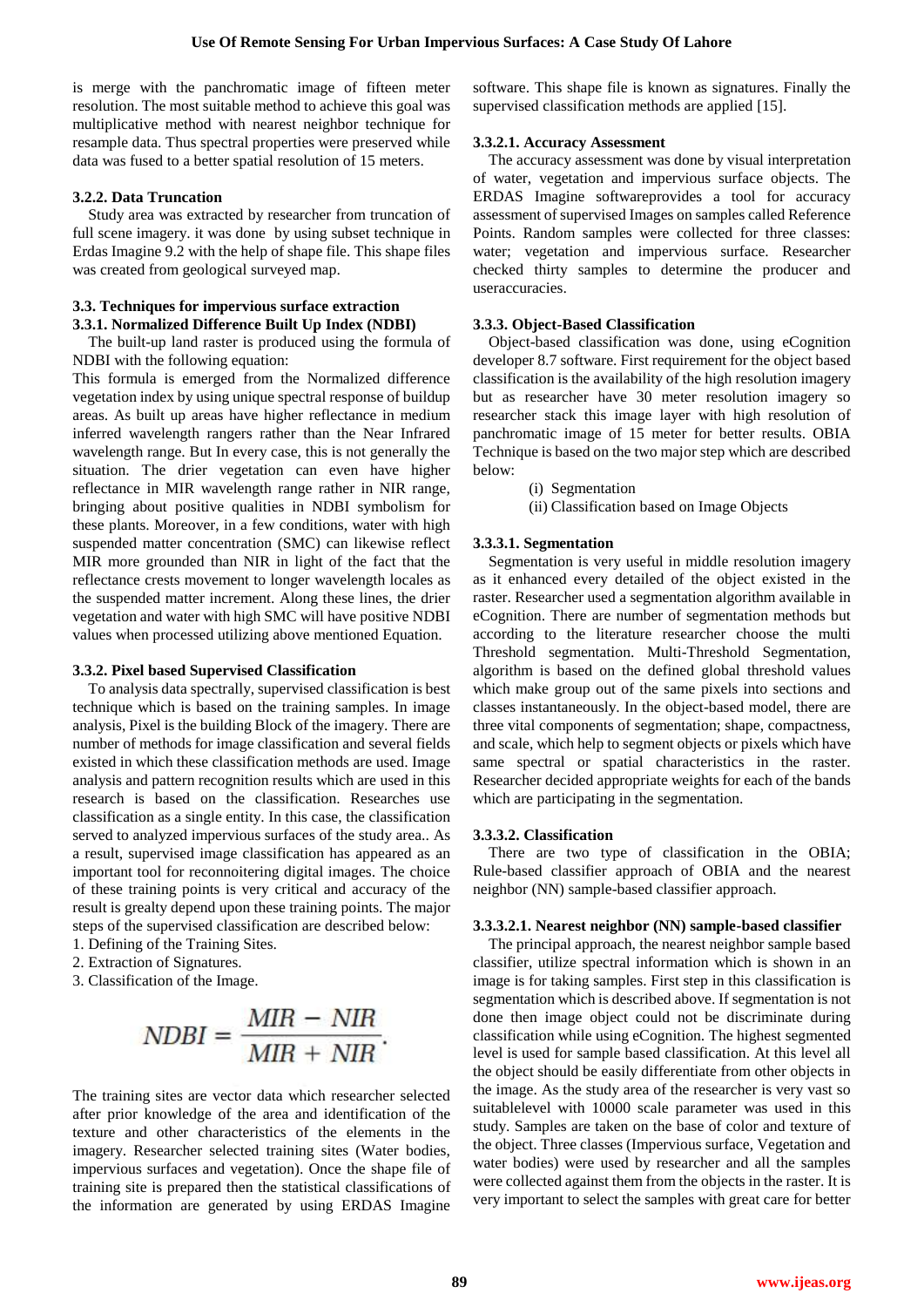is merge with the panchromatic image of fifteen meter resolution. The most suitable method to achieve this goal was multiplicative method with nearest neighbor technique for resample data. Thus spectral properties were preserved while data was fused to a better spatial resolution of 15 meters.

#### 3.2.2. Data Truncation

Study area was extracted by researcher from truncation of full scene imagery. it was done by using subset technique in Erdas Imagine 9.2 with the help of shape file. This shape files was created from geological surveyed map.

### 3.3. Techniques for impervious surface extraction

#### 3.3.1. Normalized Difference Built Up Index (NDBI)

The built-up land raster is produced using the formula of NDBI with the following equation:

This formula is emerged from the Normalized difference vegetation index by using unique spectral response of buildup areas. As built up areas have higher reflectance in medium inferred wavelength rangers rather than the Near Infrared wavelength range. But In every case, this is not generally the situation. The drier vegetation can even have higher reflectance in MIR wavelength range rather in NIR range, bringing about positive qualities in NDBI symbolism for these plants. Moreover, in a few conditions, water with high suspended matter concentration (SMC) can likewise reflect MIR more grounded than NIR in light of the fact that the reflectance crests movement to longer wavelength locales as the suspended matter increment. Along these lines, the drier vegetation and water with high SMC will have positive NDBI values when processed utilizing above mentioned Equation.

#### 3.3.2. Pixel based Supervised Classification

To analysis data spectrally, supervised classification is best technique which is based on the training samples. In image analysis, Pixel is the building Block of the imagery. There are number of methods for image classification and several fields existed in which these classification methods are used. Image analysis and pattern recognition results which are used in this research is based on the classification. Researches use classification as a single entity. In this case, the classification served to analyzed impervious surfaces of the study area.. As a result, supervised image classification has appeared as an important tool for reconnoitering digital images. The choice of these training points is very critical and accuracy of the result is grealty depend upon these training points. The major steps of the supervised classification are described below:

1. Defining of the Training Sites.
2. Extraction of Signatures.
3. Classification of the Image.

$$NDBI = \frac{MIR - NIR}{MIR + NIR}.$$

The training sites are vector data which researcher selected after prior knowledge of the area and identification of the texture and other characteristics of the elements in the imagery. Researcher selected training sites (Water bodies, impervious surfaces and vegetation). Once the shape file of training site is prepared then the statistical classifications of the information are generated by using ERDAS Imagine software. This shape file is known as signatures. Finally the supervised classification methods are applied [15].

#### 3.3.2.1. Accuracy Assessment

The accuracy assessment was done by visual interpretation of water, vegetation and impervious surface objects. The ERDAS Imagine softwareprovides a tool for accuracy assessment of supervised Images on samples called Reference Points. Random samples were collected for three classes: water; vegetation and impervious surface. Researcher checked thirty samples to determine the producer and useraccuracies.

#### 3.3.3. Object-Based Classification

Object-based classification was done, using eCognition developer 8.7 software. First requirement for the object based classification is the availability of the high resolution imagery but as researcher have 30 meter resolution imagery so researcher stack this image layer with high resolution of panchromatic image of 15 meter for better results. OBIA Technique is based on the two major step which are described below:

(i) Segmentation
(ii) Classification based on Image Objects

#### 3.3.3.1. Segmentation

Segmentation is very useful in middle resolution imagery as it enhanced every detailed of the object existed in the raster. Researcher used a segmentation algorithm available in eCognition. There are number of segmentation methods but according to the literature researcher choose the multi Threshold segmentation. Multi-Threshold Segmentation, algorithm is based on the defined global threshold values which make group out of the same pixels into sections and classes instantaneously. In the object-based model, there are three vital components of segmentation; shape, compactness, and scale, which help to segment objects or pixels which have same spectral or spatial characteristics in the raster. Researcher decided appropriate weights for each of the bands which are participating in the segmentation.

#### 3.3.3.2. Classification

There are two type of classification in the OBIA; Rule-based classifier approach of OBIA and the nearest neighbor (NN) sample-based classifier approach.

#### 3.3.3.2.1. Nearest neighbor (NN) sample-based classifier

The principal approach, the nearest neighbor sample based classifier, utilize spectral information which is shown in an image is for taking samples. First step in this classification is segmentation which is described above. If segmentation is not done then image object could not be discriminate during classification while using eCognition. The highest segmented level is used for sample based classification. At this level all the object should be easily differentiate from other objects in the image. As the study area of the researcher is very vast so suitablelevel with 10000 scale parameter was used in this study. Samples are taken on the base of color and texture of the object. Three classes (Impervious surface, Vegetation and water bodies) were used by researcher and all the samples were collected against them from the objects in the raster. It is very important to select the samples with great care for better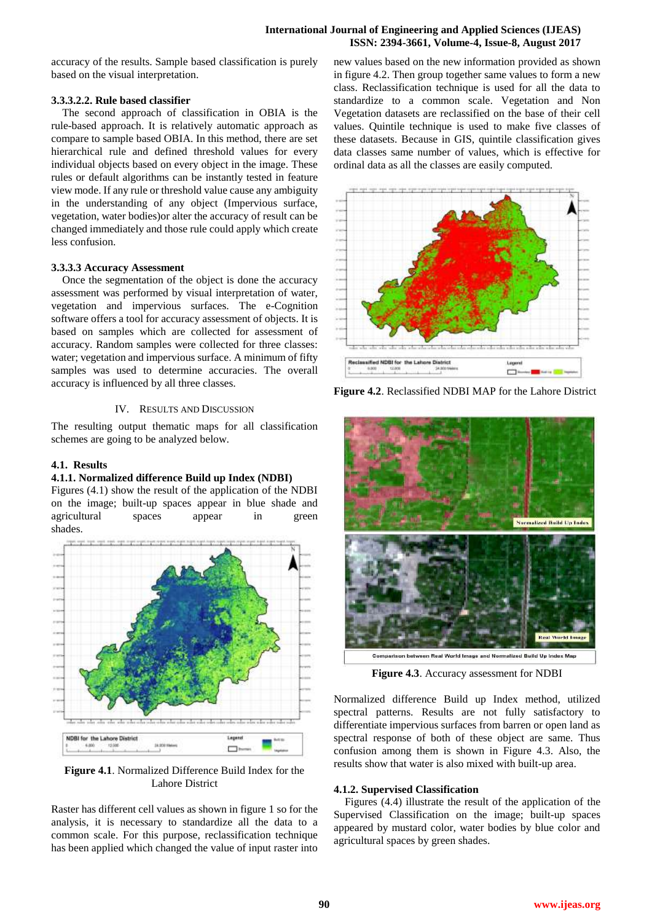accuracy of the results. Sample based classification is purely based on the visual interpretation.

#### 3.3.3.2.2. Rule based classifier

The second approach of classification in OBIA is the rule-based approach. It is relatively automatic approach as compare to sample based OBIA. In this method, there are set hierarchical rule and defined threshold values for every individual objects based on every object in the image. These rules or default algorithms can be instantly tested in feature view mode. If any rule or threshold value cause any ambiguity in the understanding of any object (Impervious surface, vegetation, water bodies)or alter the accuracy of result can be changed immediately and those rule could apply which create less confusion.

#### 3.3.3.3 Accuracy Assessment

Once the segmentation of the object is done the accuracy assessment was performed by visual interpretation of water, vegetation and impervious surfaces. The e-Cognition software offers a tool for accuracy assessment of objects. It is based on samples which are collected for assessment of accuracy. Random samples were collected for three classes: water; vegetation and impervious surface. A minimum of fifty samples was used to determine accuracies. The overall accuracy is influenced by all three classes.

## IV. Results and Discussion

The resulting output thematic maps for all classification schemes are going to be analyzed below.

### 4.1. Results

#### 4.1.1. Normalized difference Build up Index (NDBI)

Figures (4.1) show the result of the application of the NDBI on the image; built-up spaces appear in blue shade and agricultural spaces appear in green shades.

**Figure 4.1**. Normalized Difference Build Index for the Lahore District

Raster has different cell values as shown in figure 1 so for the analysis, it is necessary to standardize all the data to a common scale. For this purpose, reclassification technique has been applied which changed the value of input raster into new values based on the new information provided as shown in figure 4.2. Then group together same values to form a new class. Reclassification technique is used for all the data to standardize to a common scale. Vegetation and Non Vegetation datasets are reclassified on the base of their cell values. Quintile technique is used to make five classes of these datasets. Because in GIS, quintile classification gives data classes same number of values, which is effective for ordinal data as all the classes are easily computed.

**Figure 4.2**. Reclassified NDBI MAP for the Lahore District

**Figure 4.3**. Accuracy assessment for NDBI

Normalized difference Build up Index method, utilized spectral patterns. Results are not fully satisfactory to differentiate impervious surfaces from barren or open land as spectral response of both of these object are same. Thus confusion among them is shown in Figure 4.3. Also, the results show that water is also mixed with built-up area.

#### 4.1.2. Supervised Classification

Figures (4.4) illustrate the result of the application of the Supervised Classification on the image; built-up spaces appeared by mustard color, water bodies by blue color and agricultural spaces by green shades.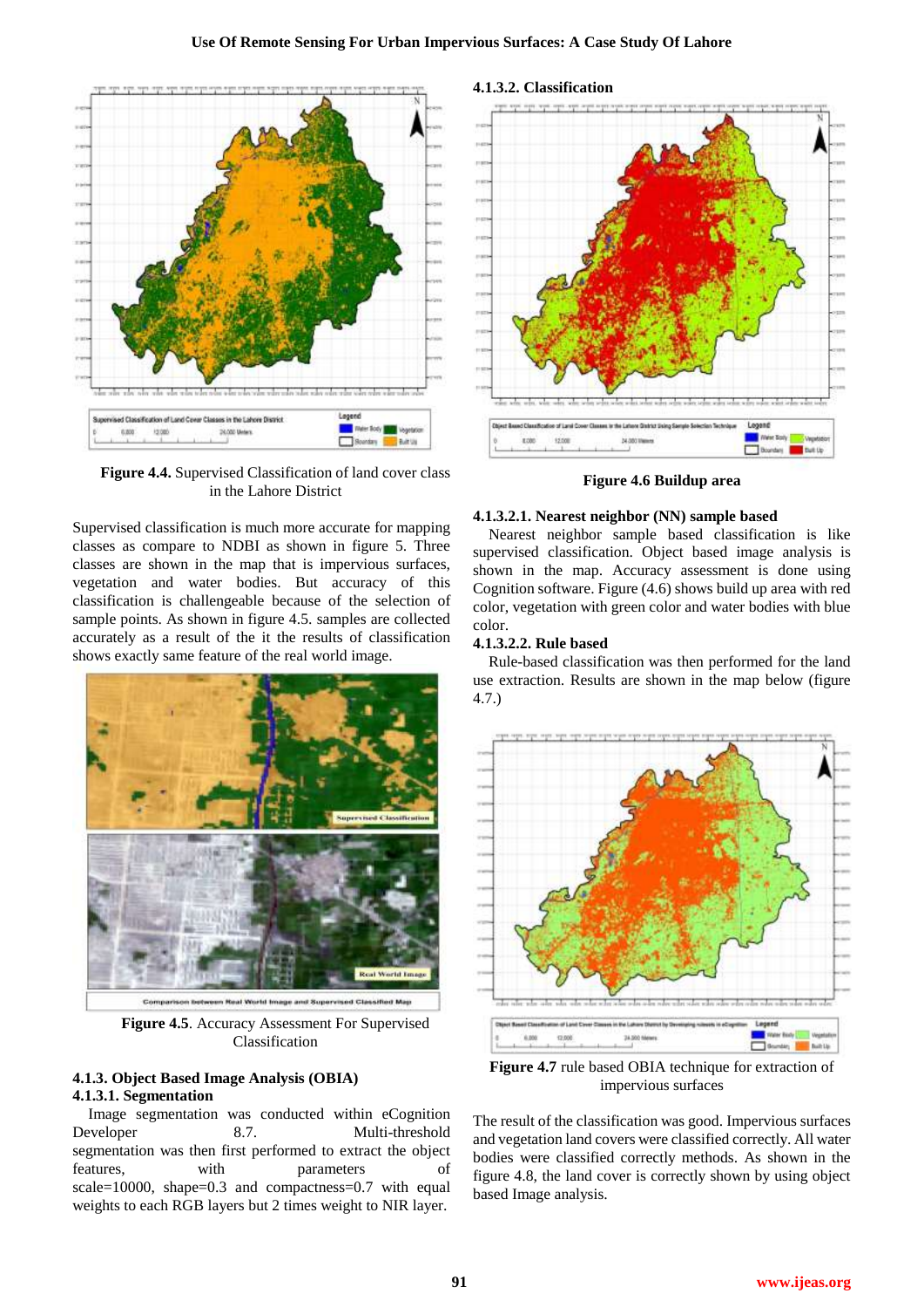**Figure 4.4.** Supervised Classification of land cover class in the Lahore District

Supervised classification is much more accurate for mapping classes as compare to NDBI as shown in figure 5. Three classes are shown in the map that is impervious surfaces, vegetation and water bodies. But accuracy of this classification is challengeable because of the selection of sample points. As shown in figure 4.5. samples are collected accurately as a result of the it the results of classification shows exactly same feature of the real world image.

**Figure 4.5**. Accuracy Assessment For Supervised Classification

### 4.1.3. Object Based Image Analysis (OBIA)

#### 4.1.3.1. Segmentation

Image segmentation was conducted within eCognition Developer 8.7. Multi-threshold segmentation was then first performed to extract the object features, with parameters of scale=10000, shape=0.3 and compactness=0.7 with equal weights to each RGB layers but 2 times weight to NIR layer.

#### 4.1.3.2. Classification

**Figure 4.6 Buildup area**

##### 4.1.3.2.1. Nearest neighbor (NN) sample based

Nearest neighbor sample based classification is like supervised classification. Object based image analysis is shown in the map. Accuracy assessment is done using Cognition software. Figure (4.6) shows build up area with red color, vegetation with green color and water bodies with blue color.

##### 4.1.3.2.2. Rule based

Rule-based classification was then performed for the land use extraction. Results are shown in the map below (figure 4.7.)

**Figure 4.7** rule based OBIA technique for extraction of impervious surfaces

The result of the classification was good. Impervious surfaces and vegetation land covers were classified correctly. All water bodies were classified correctly methods. As shown in the figure 4.8, the land cover is correctly shown by using object based Image analysis.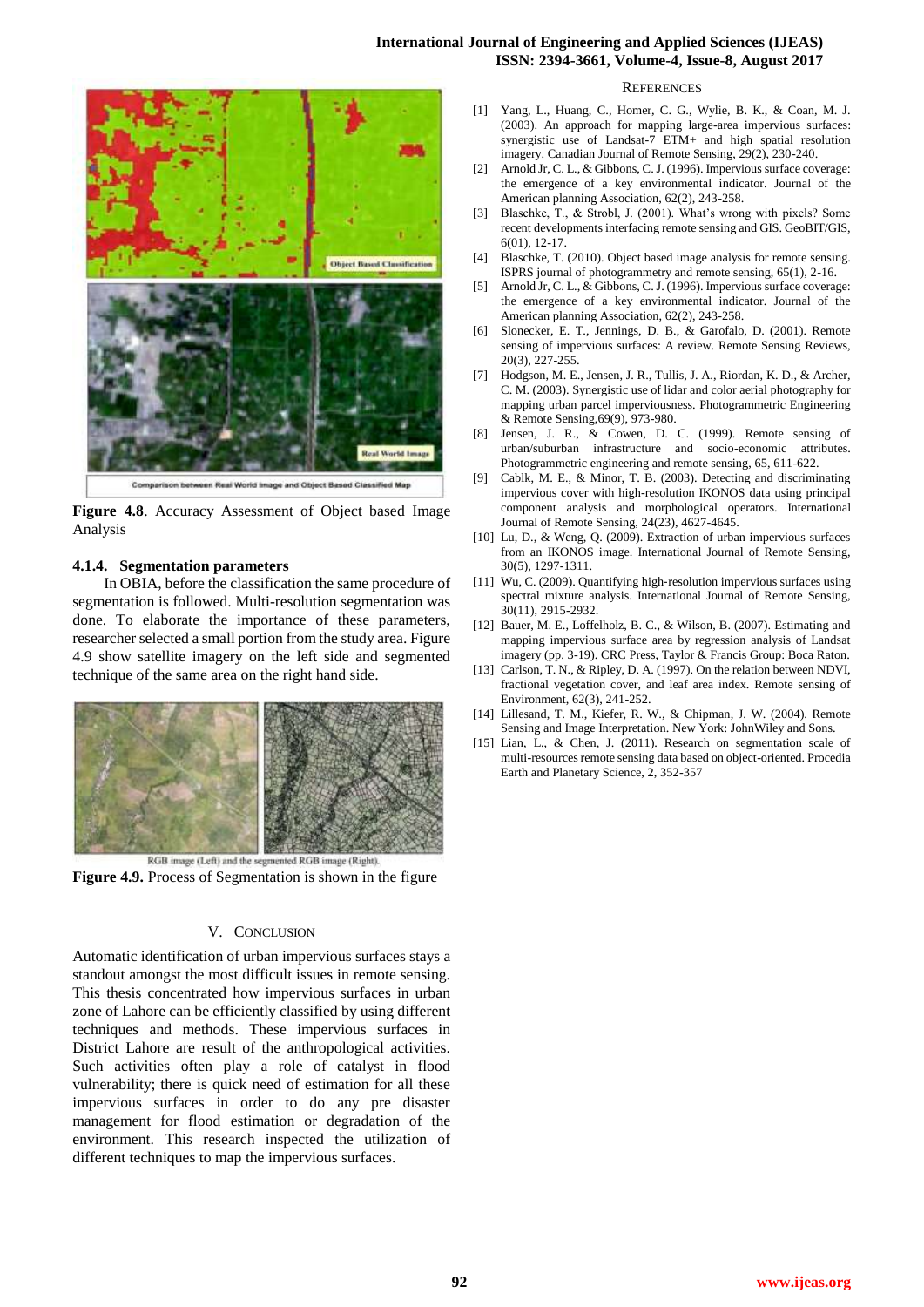Comparison between Real World Image and Object Based Classified Map

**Figure 4.8**. Accuracy Assessment of Object based Image Analysis

### 4.1.4. Segmentation parameters

In OBIA, before the classification the same procedure of segmentation is followed. Multi-resolution segmentation was done. To elaborate the importance of these parameters, researcher selected a small portion from the study area. Figure 4.9 show satellite imagery on the left side and segmented technique of the same area on the right hand side.

RGB image (Left) and the segmented RGB image (Right).

**Figure 4.9.** Process of Segmentation is shown in the figure

## V. Conclusion

Automatic identification of urban impervious surfaces stays a standout amongst the most difficult issues in remote sensing. This thesis concentrated how impervious surfaces in urban zone of Lahore can be efficiently classified by using different techniques and methods. These impervious surfaces in District Lahore are result of the anthropological activities. Such activities often play a role of catalyst in flood vulnerability; there is quick need of estimation for all these impervious surfaces in order to do any pre disaster management for flood estimation or degradation of the environment. This research inspected the utilization of different techniques to map the impervious surfaces.

## References

[1] Yang, L., Huang, C., Homer, C. G., Wylie, B. K., & Coan, M. J. (2003). An approach for mapping large-area impervious surfaces: synergistic use of Landsat-7 ETM+ and high spatial resolution imagery. Canadian Journal of Remote Sensing, 29(2), 230-240.

[2] Arnold Jr, C. L., & Gibbons, C. J. (1996). Impervious surface coverage: the emergence of a key environmental indicator. Journal of the American planning Association, 62(2), 243-258.

[3] Blaschke, T., & Strobl, J. (2001). What's wrong with pixels? Some recent developments interfacing remote sensing and GIS. GeoBIT/GIS, 6(01), 12-17.

[4] Blaschke, T. (2010). Object based image analysis for remote sensing. ISPRS journal of photogrammetry and remote sensing, 65(1), 2-16.

[5] Arnold Jr, C. L., & Gibbons, C. J. (1996). Impervious surface coverage: the emergence of a key environmental indicator. Journal of the American planning Association, 62(2), 243-258.

[6] Slonecker, E. T., Jennings, D. B., & Garofalo, D. (2001). Remote sensing of impervious surfaces: A review. Remote Sensing Reviews, 20(3), 227-255.

[7] Hodgson, M. E., Jensen, J. R., Tullis, J. A., Riordan, K. D., & Archer, C. M. (2003). Synergistic use of lidar and color aerial photography for mapping urban parcel imperviousness. Photogrammetric Engineering & Remote Sensing,69(9), 973-980.

[8] Jensen, J. R., & Cowen, D. C. (1999). Remote sensing of urban/suburban infrastructure and socio-economic attributes. Photogrammetric engineering and remote sensing, 65, 611-622.

[9] Cablk, M. E., & Minor, T. B. (2003). Detecting and discriminating impervious cover with high-resolution IKONOS data using principal component analysis and morphological operators. International Journal of Remote Sensing, 24(23), 4627-4645.

[10] Lu, D., & Weng, Q. (2009). Extraction of urban impervious surfaces from an IKONOS image. International Journal of Remote Sensing, 30(5), 1297-1311.

[11] Wu, C. (2009). Quantifying high-resolution impervious surfaces using spectral mixture analysis. International Journal of Remote Sensing, 30(11), 2915-2932.

[12] Bauer, M. E., Loffelholz, B. C., & Wilson, B. (2007). Estimating and mapping impervious surface area by regression analysis of Landsat imagery (pp. 3-19). CRC Press, Taylor & Francis Group: Boca Raton.

[13] Carlson, T. N., & Ripley, D. A. (1997). On the relation between NDVI, fractional vegetation cover, and leaf area index. Remote sensing of Environment, 62(3), 241-252.

[14] Lillesand, T. M., Kiefer, R. W., & Chipman, J. W. (2004). Remote Sensing and Image Interpretation. New York: JohnWiley and Sons.

[15] Lian, L., & Chen, J. (2011). Research on segmentation scale of multi-resources remote sensing data based on object-oriented. Procedia Earth and Planetary Science, 2, 352-357